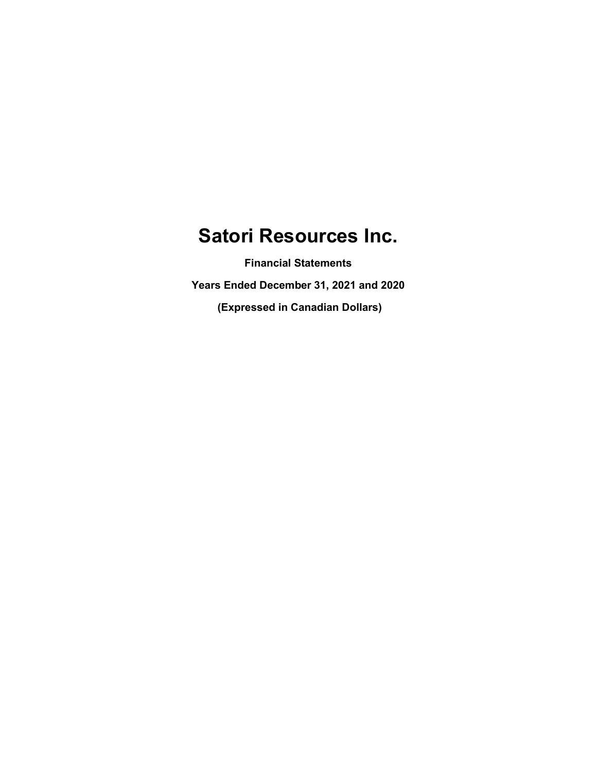# Satori Resources Inc.

**Financial Statements**

**Years Ended December 31, 2021 and 2020**

**(Expressed in Canadian Dollars)**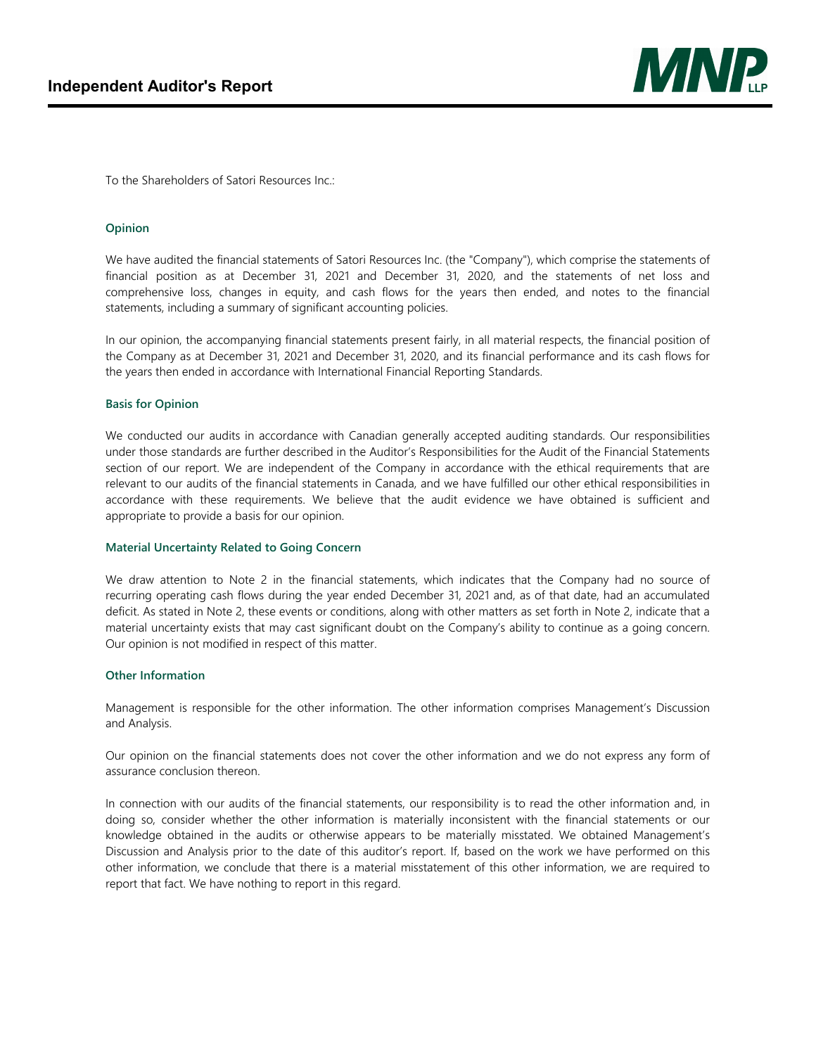# Independent Auditor's Report

To the Shareholders of Satori Resources Inc.:

## Opinion

We have audited the financial statements of Satori Resources Inc. (the "Company"), which comprise the statements of financial position as at December 31, 2021 and December 31, 2020, and the statements of net loss and comprehensive loss, changes in equity, and cash flows for the years then ended, and notes to the financial statements, including a summary of significant accounting policies.

In our opinion, the accompanying financial statements present fairly, in all material respects, the financial position of the Company as at December 31, 2021 and December 31, 2020, and its financial performance and its cash flows for the years then ended in accordance with International Financial Reporting Standards.

## Basis for Opinion

We conducted our audits in accordance with Canadian generally accepted auditing standards. Our responsibilities under those standards are further described in the Auditor's Responsibilities for the Audit of the Financial Statements section of our report. We are independent of the Company in accordance with the ethical requirements that are relevant to our audits of the financial statements in Canada, and we have fulfilled our other ethical responsibilities in accordance with these requirements. We believe that the audit evidence we have obtained is sufficient and appropriate to provide a basis for our opinion.

## Material Uncertainty Related to Going Concern

We draw attention to Note 2 in the financial statements, which indicates that the Company had no source of recurring operating cash flows during the year ended December 31, 2021 and, as of that date, had an accumulated deficit. As stated in Note 2, these events or conditions, along with other matters as set forth in Note 2, indicate that a material uncertainty exists that may cast significant doubt on the Company's ability to continue as a going concern. Our opinion is not modified in respect of this matter.

## Other Information

Management is responsible for the other information. The other information comprises Management's Discussion and Analysis.

Our opinion on the financial statements does not cover the other information and we do not express any form of assurance conclusion thereon.

In connection with our audits of the financial statements, our responsibility is to read the other information and, in doing so, consider whether the other information is materially inconsistent with the financial statements or our knowledge obtained in the audits or otherwise appears to be materially misstated. We obtained Management's Discussion and Analysis prior to the date of this auditor's report. If, based on the work we have performed on this other information, we conclude that there is a material misstatement of this other information, we are required to report that fact. We have nothing to report in this regard.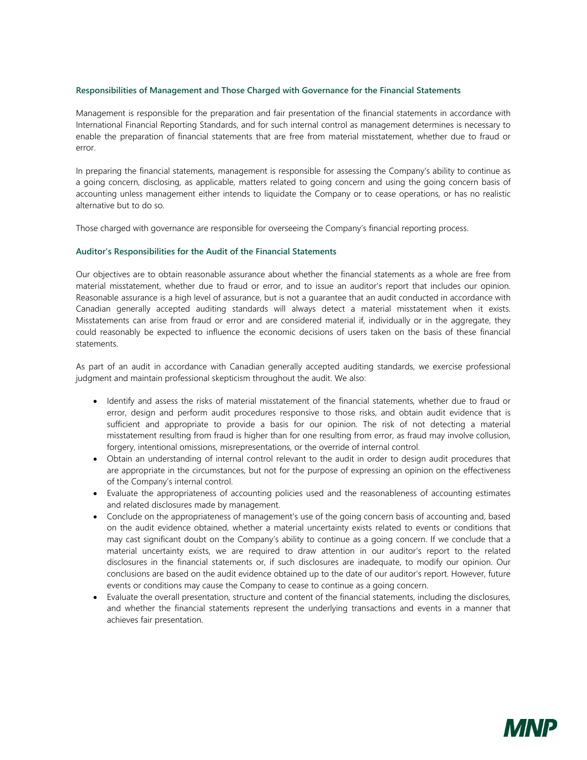### Responsibilities of Management and Those Charged with Governance for the Financial Statements

Management is responsible for the preparation and fair presentation of the financial statements in accordance with International Financial Reporting Standards, and for such internal control as management determines is necessary to enable the preparation of financial statements that are free from material misstatement, whether due to fraud or error.

In preparing the financial statements, management is responsible for assessing the Company's ability to continue as a going concern, disclosing, as applicable, matters related to going concern and using the going concern basis of accounting unless management either intends to liquidate the Company or to cease operations, or has no realistic alternative but to do so.

Those charged with governance are responsible for overseeing the Company's financial reporting process.

### Auditor's Responsibilities for the Audit of the Financial Statements

Our objectives are to obtain reasonable assurance about whether the financial statements as a whole are free from material misstatement, whether due to fraud or error, and to issue an auditor's report that includes our opinion. Reasonable assurance is a high level of assurance, but is not a guarantee that an audit conducted in accordance with Canadian generally accepted auditing standards will always detect a material misstatement when it exists. Misstatements can arise from fraud or error and are considered material if, individually or in the aggregate, they could reasonably be expected to influence the economic decisions of users taken on the basis of these financial statements.

As part of an audit in accordance with Canadian generally accepted auditing standards, we exercise professional judgment and maintain professional skepticism throughout the audit. We also:

- Identify and assess the risks of material misstatement of the financial statements, whether due to fraud or error, design and perform audit procedures responsive to those risks, and obtain audit evidence that is sufficient and appropriate to provide a basis for our opinion. The risk of not detecting a material misstatement resulting from fraud is higher than for one resulting from error, as fraud may involve collusion, forgery, intentional omissions, misrepresentations, or the override of internal control.
- Obtain an understanding of internal control relevant to the audit in order to design audit procedures that are appropriate in the circumstances, but not for the purpose of expressing an opinion on the effectiveness of the Company's internal control.
- Evaluate the appropriateness of accounting policies used and the reasonableness of accounting estimates and related disclosures made by management.
- Conclude on the appropriateness of management's use of the going concern basis of accounting and, based on the audit evidence obtained, whether a material uncertainty exists related to events or conditions that may cast significant doubt on the Company's ability to continue as a going concern. If we conclude that a material uncertainty exists, we are required to draw attention in our auditor's report to the related disclosures in the financial statements or, if such disclosures are inadequate, to modify our opinion. Our conclusions are based on the audit evidence obtained up to the date of our auditor's report. However, future events or conditions may cause the Company to cease to continue as a going concern.
- Evaluate the overall presentation, structure and content of the financial statements, including the disclosures, and whether the financial statements represent the underlying transactions and events in a manner that achieves fair presentation.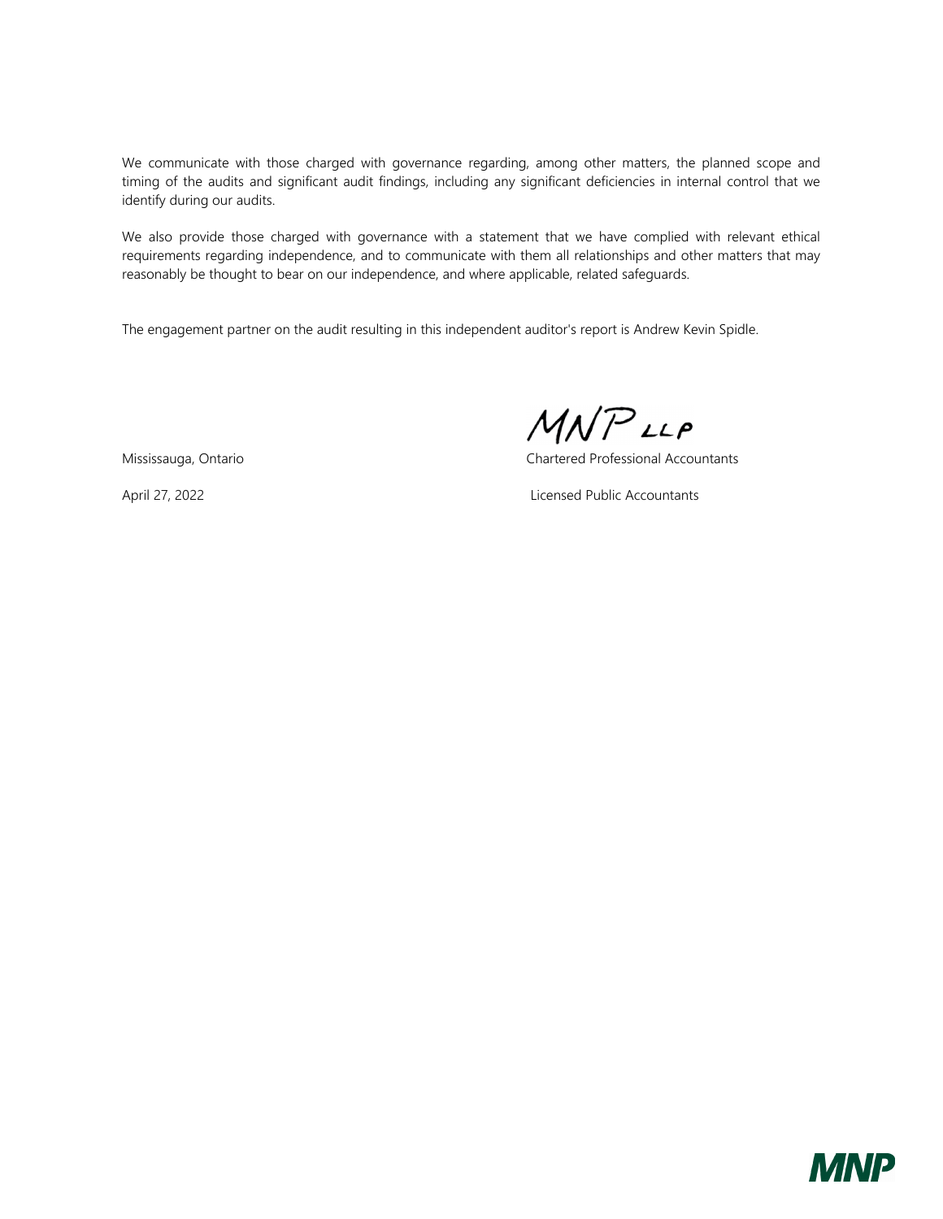We communicate with those charged with governance regarding, among other matters, the planned scope and timing of the audits and significant audit findings, including any significant deficiencies in internal control that we identify during our audits.

We also provide those charged with governance with a statement that we have complied with relevant ethical requirements regarding independence, and to communicate with them all relationships and other matters that may reasonably be thought to bear on our independence, and where applicable, related safeguards.

The engagement partner on the audit resulting in this independent auditor's report is Andrew Kevin Spidle.

MNP LLP

Mississauga, Ontario | Chartered Professional Accountants

April 27, 2022 | Licensed Public Accountants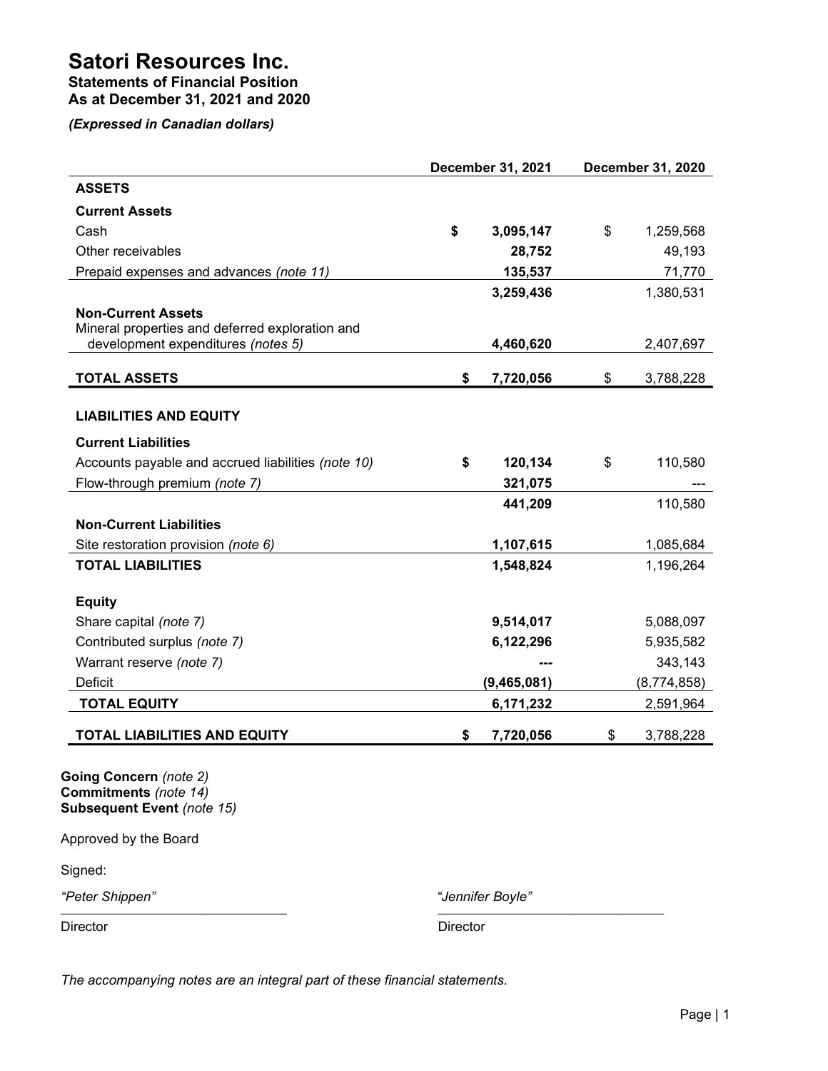# Satori Resources Inc.

**Statements of Financial Position**
**As at December 31, 2021 and 2020**

***(Expressed in Canadian dollars)***

| | December 31, 2021 | December 31, 2020 |
|---|---|---|
| **ASSETS** | | |
| **Current Assets** | | |
| Cash | **$ 3,095,147** | $ 1,259,568 |
| Other receivables | **28,752** | 49,193 |
| Prepaid expenses and advances *(note 11)* | **135,537** | 71,770 |
| | **3,259,436** | 1,380,531 |
| **Non-Current Assets** | | |
| Mineral properties and deferred exploration and development expenditures *(notes 5)* | **4,460,620** | 2,407,697 |
| **TOTAL ASSETS** | **$ 7,720,056** | $ 3,788,228 |
| **LIABILITIES AND EQUITY** | | |
| **Current Liabilities** | | |
| Accounts payable and accrued liabilities *(note 10)* | **$ 120,134** | $ 110,580 |
| Flow-through premium *(note 7)* | **321,075** | --- |
| | **441,209** | 110,580 |
| **Non-Current Liabilities** | | |
| Site restoration provision *(note 6)* | **1,107,615** | 1,085,684 |
| **TOTAL LIABILITIES** | **1,548,824** | 1,196,264 |
| **Equity** | | |
| Share capital *(note 7)* | **9,514,017** | 5,088,097 |
| Contributed surplus *(note 7)* | **6,122,296** | 5,935,582 |
| Warrant reserve *(note 7)* | **---** | 343,143 |
| Deficit | **(9,465,081)** | (8,774,858) |
| **TOTAL EQUITY** | **6,171,232** | 2,591,964 |
| **TOTAL LIABILITIES AND EQUITY** | **$ 7,720,056** | $ 3,788,228 |

**Going Concern** *(note 2)*
**Commitments** *(note 14)*
**Subsequent Event** *(note 15)*

Approved by the Board

Signed:

*"Peter Shippen"* — Director

*"Jennifer Boyle"* — Director

*The accompanying notes are an integral part of these financial statements.*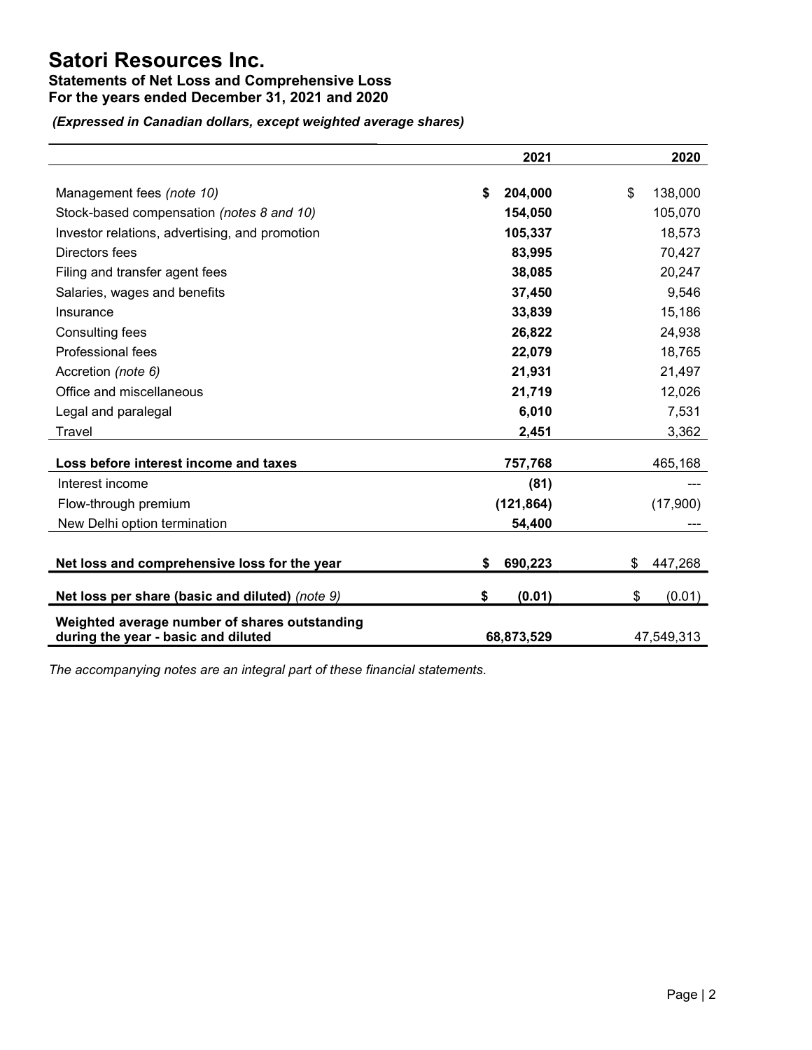# Satori Resources Inc.

## Statements of Net Loss and Comprehensive Loss
## For the years ended December 31, 2021 and 2020

*(Expressed in Canadian dollars, except weighted average shares)*

| | 2021 | 2020 |
|---|---|---|
| Management fees *(note 10)* | **$ 204,000** | $ 138,000 |
| Stock-based compensation *(notes 8 and 10)* | **154,050** | 105,070 |
| Investor relations, advertising, and promotion | **105,337** | 18,573 |
| Directors fees | **83,995** | 70,427 |
| Filing and transfer agent fees | **38,085** | 20,247 |
| Salaries, wages and benefits | **37,450** | 9,546 |
| Insurance | **33,839** | 15,186 |
| Consulting fees | **26,822** | 24,938 |
| Professional fees | **22,079** | 18,765 |
| Accretion *(note 6)* | **21,931** | 21,497 |
| Office and miscellaneous | **21,719** | 12,026 |
| Legal and paralegal | **6,010** | 7,531 |
| Travel | **2,451** | 3,362 |
| **Loss before interest income and taxes** | **757,768** | 465,168 |
| Interest income | **(81)** | --- |
| Flow-through premium | **(121,864)** | (17,900) |
| New Delhi option termination | **54,400** | --- |
| **Net loss and comprehensive loss for the year** | **$ 690,223** | $ 447,268 |
| **Net loss per share (basic and diluted)** *(note 9)* | **$ (0.01)** | $ (0.01) |
| **Weighted average number of shares outstanding during the year - basic and diluted** | **68,873,529** | 47,549,313 |

*The accompanying notes are an integral part of these financial statements.*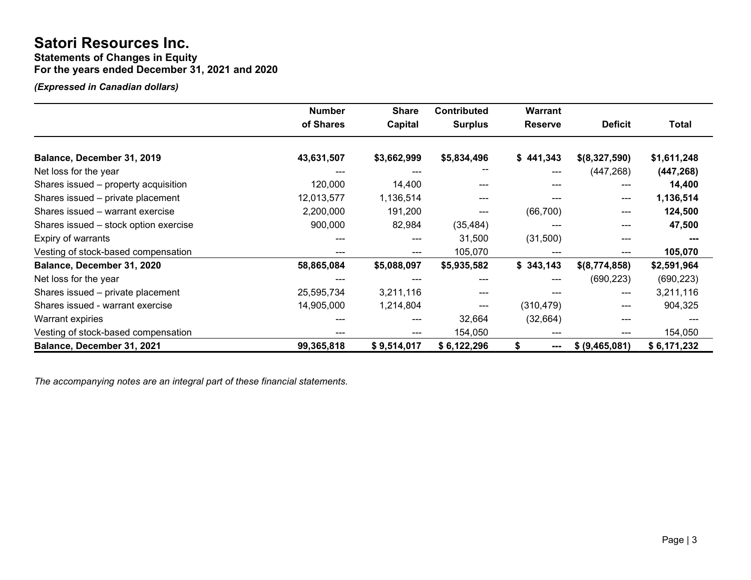# Satori Resources Inc.

**Statements of Changes in Equity**
**For the years ended December 31, 2021 and 2020**

*(Expressed in Canadian dollars)*

| | Number of Shares | Share Capital | Contributed Surplus | Warrant Reserve | Deficit | Total |
|---|---|---|---|---|---|---|
| **Balance, December 31, 2019** | **43,631,507** | **$3,662,999** | **$5,834,496** | **$ 441,343** | **$(8,327,590)** | **$1,611,248** |
| Net loss for the year | --- | --- | -- | --- | (447,268) | **(447,268)** |
| Shares issued – property acquisition | 120,000 | 14,400 | --- | --- | --- | **14,400** |
| Shares issued – private placement | 12,013,577 | 1,136,514 | --- | --- | --- | **1,136,514** |
| Shares issued – warrant exercise | 2,200,000 | 191,200 | --- | (66,700) | --- | **124,500** |
| Shares issued – stock option exercise | 900,000 | 82,984 | (35,484) | --- | --- | **47,500** |
| Expiry of warrants | --- | --- | 31,500 | (31,500) | --- | **---** |
| Vesting of stock-based compensation | --- | --- | 105,070 | --- | --- | **105,070** |
| **Balance, December 31, 2020** | **58,865,084** | **$5,088,097** | **$5,935,582** | **$ 343,143** | **$(8,774,858)** | **$2,591,964** |
| Net loss for the year | --- | --- | --- | --- | (690,223) | (690,223) |
| Shares issued – private placement | 25,595,734 | 3,211,116 | --- | --- | --- | 3,211,116 |
| Shares issued - warrant exercise | 14,905,000 | 1,214,804 | --- | (310,479) | --- | 904,325 |
| Warrant expiries | --- | --- | 32,664 | (32,664) | --- | --- |
| Vesting of stock-based compensation | --- | --- | 154,050 | --- | --- | 154,050 |
| **Balance, December 31, 2021** | **99,365,818** | **$ 9,514,017** | **$ 6,122,296** | **$ ---** | **$ (9,465,081)** | **$ 6,171,232** |

*The accompanying notes are an integral part of these financial statements.*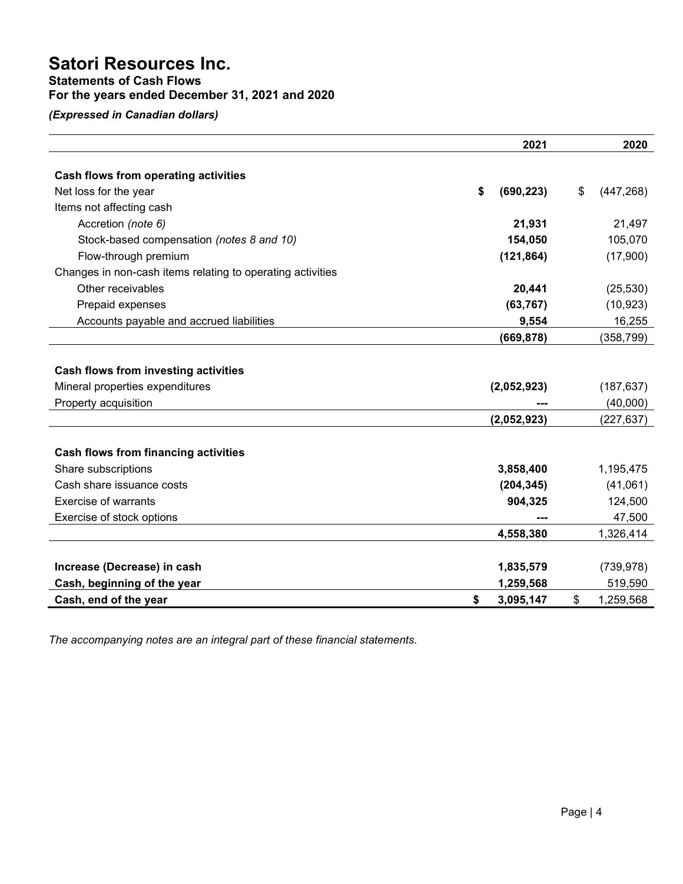# Satori Resources Inc.

### Statements of Cash Flows
### For the years ended December 31, 2021 and 2020

***(Expressed in Canadian dollars)***

| | 2021 | 2020 |
|---|---|---|
| **Cash flows from operating activities** | | |
| Net loss for the year | **$ (690,223)** | $ (447,268) |
| Items not affecting cash | | |
| Accretion *(note 6)* | **21,931** | 21,497 |
| Stock-based compensation *(notes 8 and 10)* | **154,050** | 105,070 |
| Flow-through premium | **(121,864)** | (17,900) |
| Changes in non-cash items relating to operating activities | | |
| Other receivables | **20,441** | (25,530) |
| Prepaid expenses | **(63,767)** | (10,923) |
| Accounts payable and accrued liabilities | **9,554** | 16,255 |
| | **(669,878)** | (358,799) |
| **Cash flows from investing activities** | | |
| Mineral properties expenditures | **(2,052,923)** | (187,637) |
| Property acquisition | **---** | (40,000) |
| | **(2,052,923)** | (227,637) |
| **Cash flows from financing activities** | | |
| Share subscriptions | **3,858,400** | 1,195,475 |
| Cash share issuance costs | **(204,345)** | (41,061) |
| Exercise of warrants | **904,325** | 124,500 |
| Exercise of stock options | **---** | 47,500 |
| | **4,558,380** | 1,326,414 |
| **Increase (Decrease) in cash** | **1,835,579** | (739,978) |
| **Cash, beginning of the year** | **1,259,568** | 519,590 |
| **Cash, end of the year** | **$ 3,095,147** | $ 1,259,568 |

*The accompanying notes are an integral part of these financial statements.*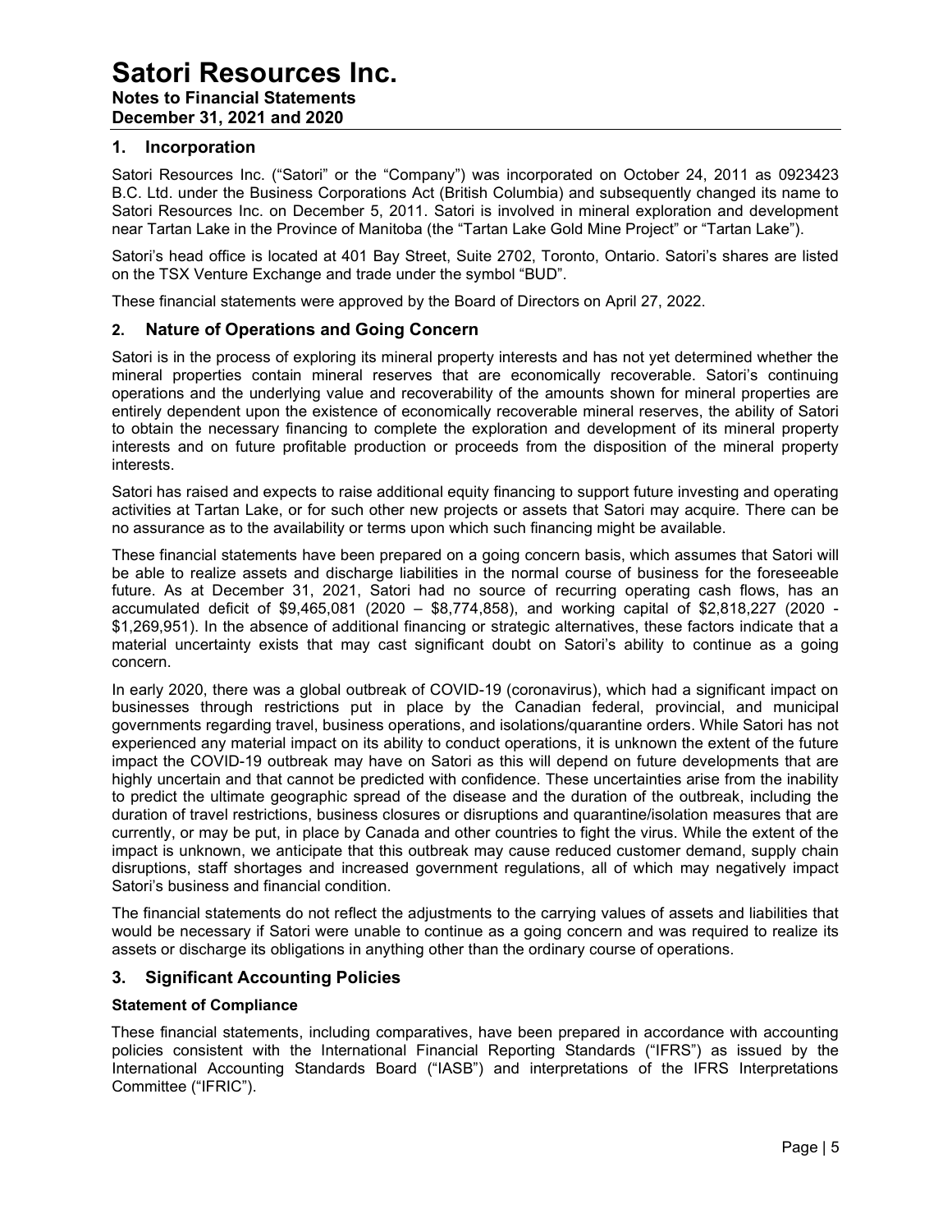## 1. Incorporation

Satori Resources Inc. ("Satori" or the "Company") was incorporated on October 24, 2011 as 0923423 B.C. Ltd. under the Business Corporations Act (British Columbia) and subsequently changed its name to Satori Resources Inc. on December 5, 2011. Satori is involved in mineral exploration and development near Tartan Lake in the Province of Manitoba (the "Tartan Lake Gold Mine Project" or "Tartan Lake").

Satori's head office is located at 401 Bay Street, Suite 2702, Toronto, Ontario. Satori's shares are listed on the TSX Venture Exchange and trade under the symbol "BUD".

These financial statements were approved by the Board of Directors on April 27, 2022.

## 2. Nature of Operations and Going Concern

Satori is in the process of exploring its mineral property interests and has not yet determined whether the mineral properties contain mineral reserves that are economically recoverable. Satori's continuing operations and the underlying value and recoverability of the amounts shown for mineral properties are entirely dependent upon the existence of economically recoverable mineral reserves, the ability of Satori to obtain the necessary financing to complete the exploration and development of its mineral property interests and on future profitable production or proceeds from the disposition of the mineral property interests.

Satori has raised and expects to raise additional equity financing to support future investing and operating activities at Tartan Lake, or for such other new projects or assets that Satori may acquire. There can be no assurance as to the availability or terms upon which such financing might be available.

These financial statements have been prepared on a going concern basis, which assumes that Satori will be able to realize assets and discharge liabilities in the normal course of business for the foreseeable future. As at December 31, 2021, Satori had no source of recurring operating cash flows, has an accumulated deficit of $9,465,081 (2020 – $8,774,858), and working capital of $2,818,227 (2020 - $1,269,951). In the absence of additional financing or strategic alternatives, these factors indicate that a material uncertainty exists that may cast significant doubt on Satori's ability to continue as a going concern.

In early 2020, there was a global outbreak of COVID-19 (coronavirus), which had a significant impact on businesses through restrictions put in place by the Canadian federal, provincial, and municipal governments regarding travel, business operations, and isolations/quarantine orders. While Satori has not experienced any material impact on its ability to conduct operations, it is unknown the extent of the future impact the COVID-19 outbreak may have on Satori as this will depend on future developments that are highly uncertain and that cannot be predicted with confidence. These uncertainties arise from the inability to predict the ultimate geographic spread of the disease and the duration of the outbreak, including the duration of travel restrictions, business closures or disruptions and quarantine/isolation measures that are currently, or may be put, in place by Canada and other countries to fight the virus. While the extent of the impact is unknown, we anticipate that this outbreak may cause reduced customer demand, supply chain disruptions, staff shortages and increased government regulations, all of which may negatively impact Satori's business and financial condition.

The financial statements do not reflect the adjustments to the carrying values of assets and liabilities that would be necessary if Satori were unable to continue as a going concern and was required to realize its assets or discharge its obligations in anything other than the ordinary course of operations.

## 3. Significant Accounting Policies

### Statement of Compliance

These financial statements, including comparatives, have been prepared in accordance with accounting policies consistent with the International Financial Reporting Standards ("IFRS") as issued by the International Accounting Standards Board ("IASB") and interpretations of the IFRS Interpretations Committee ("IFRIC").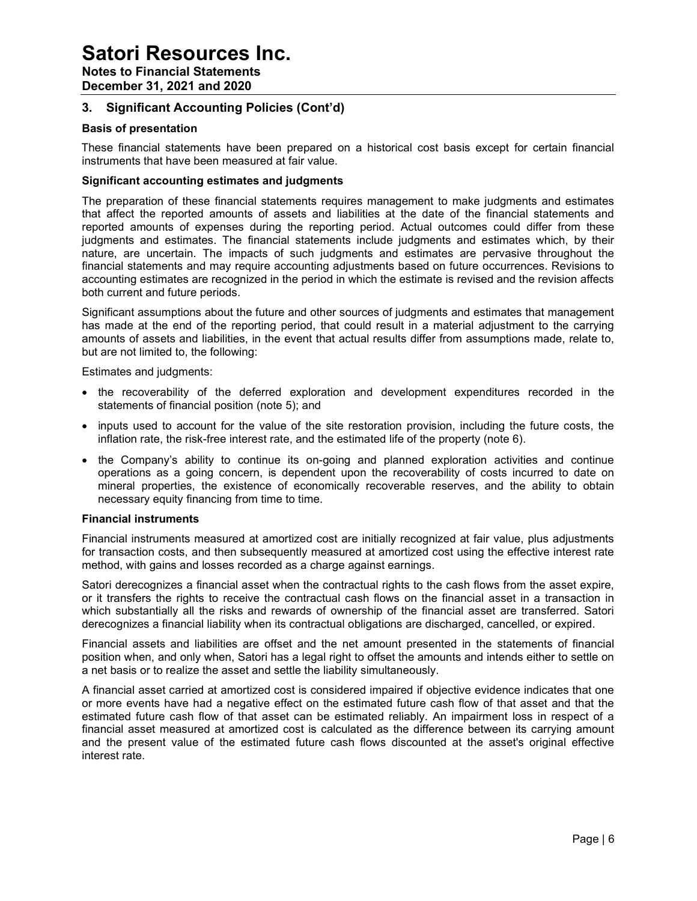## 3. Significant Accounting Policies (Cont'd)

### Basis of presentation

These financial statements have been prepared on a historical cost basis except for certain financial instruments that have been measured at fair value.

### Significant accounting estimates and judgments

The preparation of these financial statements requires management to make judgments and estimates that affect the reported amounts of assets and liabilities at the date of the financial statements and reported amounts of expenses during the reporting period. Actual outcomes could differ from these judgments and estimates. The financial statements include judgments and estimates which, by their nature, are uncertain. The impacts of such judgments and estimates are pervasive throughout the financial statements and may require accounting adjustments based on future occurrences. Revisions to accounting estimates are recognized in the period in which the estimate is revised and the revision affects both current and future periods.

Significant assumptions about the future and other sources of judgments and estimates that management has made at the end of the reporting period, that could result in a material adjustment to the carrying amounts of assets and liabilities, in the event that actual results differ from assumptions made, relate to, but are not limited to, the following:

Estimates and judgments:

- the recoverability of the deferred exploration and development expenditures recorded in the statements of financial position (note 5); and
- inputs used to account for the value of the site restoration provision, including the future costs, the inflation rate, the risk-free interest rate, and the estimated life of the property (note 6).
- the Company's ability to continue its on-going and planned exploration activities and continue operations as a going concern, is dependent upon the recoverability of costs incurred to date on mineral properties, the existence of economically recoverable reserves, and the ability to obtain necessary equity financing from time to time.

### Financial instruments

Financial instruments measured at amortized cost are initially recognized at fair value, plus adjustments for transaction costs, and then subsequently measured at amortized cost using the effective interest rate method, with gains and losses recorded as a charge against earnings.

Satori derecognizes a financial asset when the contractual rights to the cash flows from the asset expire, or it transfers the rights to receive the contractual cash flows on the financial asset in a transaction in which substantially all the risks and rewards of ownership of the financial asset are transferred. Satori derecognizes a financial liability when its contractual obligations are discharged, cancelled, or expired.

Financial assets and liabilities are offset and the net amount presented in the statements of financial position when, and only when, Satori has a legal right to offset the amounts and intends either to settle on a net basis or to realize the asset and settle the liability simultaneously.

A financial asset carried at amortized cost is considered impaired if objective evidence indicates that one or more events have had a negative effect on the estimated future cash flow of that asset and that the estimated future cash flow of that asset can be estimated reliably. An impairment loss in respect of a financial asset measured at amortized cost is calculated as the difference between its carrying amount and the present value of the estimated future cash flows discounted at the asset's original effective interest rate.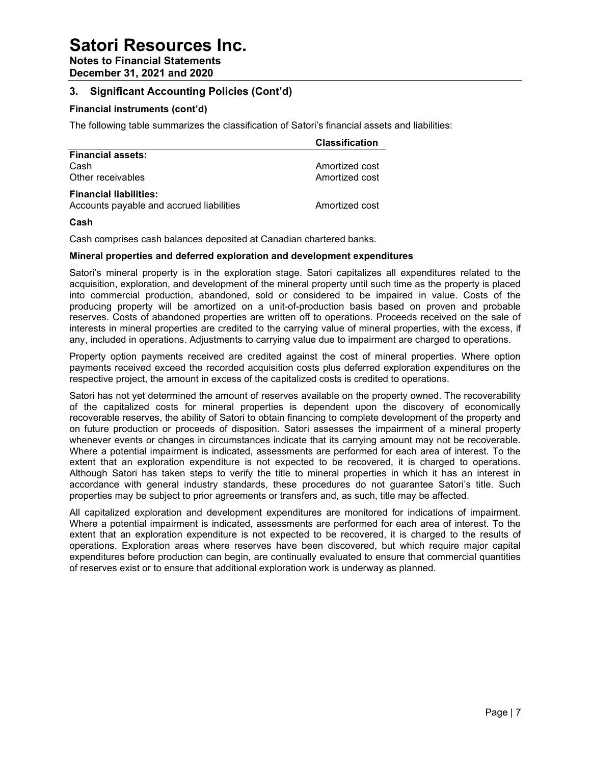## 3. Significant Accounting Policies (Cont'd)

**Financial instruments (cont'd)**

The following table summarizes the classification of Satori's financial assets and liabilities:

| | Classification |
|---|---|
| **Financial assets:** | |
| Cash | Amortized cost |
| Other receivables | Amortized cost |
| **Financial liabilities:** | |
| Accounts payable and accrued liabilities | Amortized cost |

**Cash**

Cash comprises cash balances deposited at Canadian chartered banks.

**Mineral properties and deferred exploration and development expenditures**

Satori's mineral property is in the exploration stage. Satori capitalizes all expenditures related to the acquisition, exploration, and development of the mineral property until such time as the property is placed into commercial production, abandoned, sold or considered to be impaired in value. Costs of the producing property will be amortized on a unit-of-production basis based on proven and probable reserves. Costs of abandoned properties are written off to operations. Proceeds received on the sale of interests in mineral properties are credited to the carrying value of mineral properties, with the excess, if any, included in operations. Adjustments to carrying value due to impairment are charged to operations.

Property option payments received are credited against the cost of mineral properties. Where option payments received exceed the recorded acquisition costs plus deferred exploration expenditures on the respective project, the amount in excess of the capitalized costs is credited to operations.

Satori has not yet determined the amount of reserves available on the property owned. The recoverability of the capitalized costs for mineral properties is dependent upon the discovery of economically recoverable reserves, the ability of Satori to obtain financing to complete development of the property and on future production or proceeds of disposition. Satori assesses the impairment of a mineral property whenever events or changes in circumstances indicate that its carrying amount may not be recoverable. Where a potential impairment is indicated, assessments are performed for each area of interest. To the extent that an exploration expenditure is not expected to be recovered, it is charged to operations. Although Satori has taken steps to verify the title to mineral properties in which it has an interest in accordance with general industry standards, these procedures do not guarantee Satori's title. Such properties may be subject to prior agreements or transfers and, as such, title may be affected.

All capitalized exploration and development expenditures are monitored for indications of impairment. Where a potential impairment is indicated, assessments are performed for each area of interest. To the extent that an exploration expenditure is not expected to be recovered, it is charged to the results of operations. Exploration areas where reserves have been discovered, but which require major capital expenditures before production can begin, are continually evaluated to ensure that commercial quantities of reserves exist or to ensure that additional exploration work is underway as planned.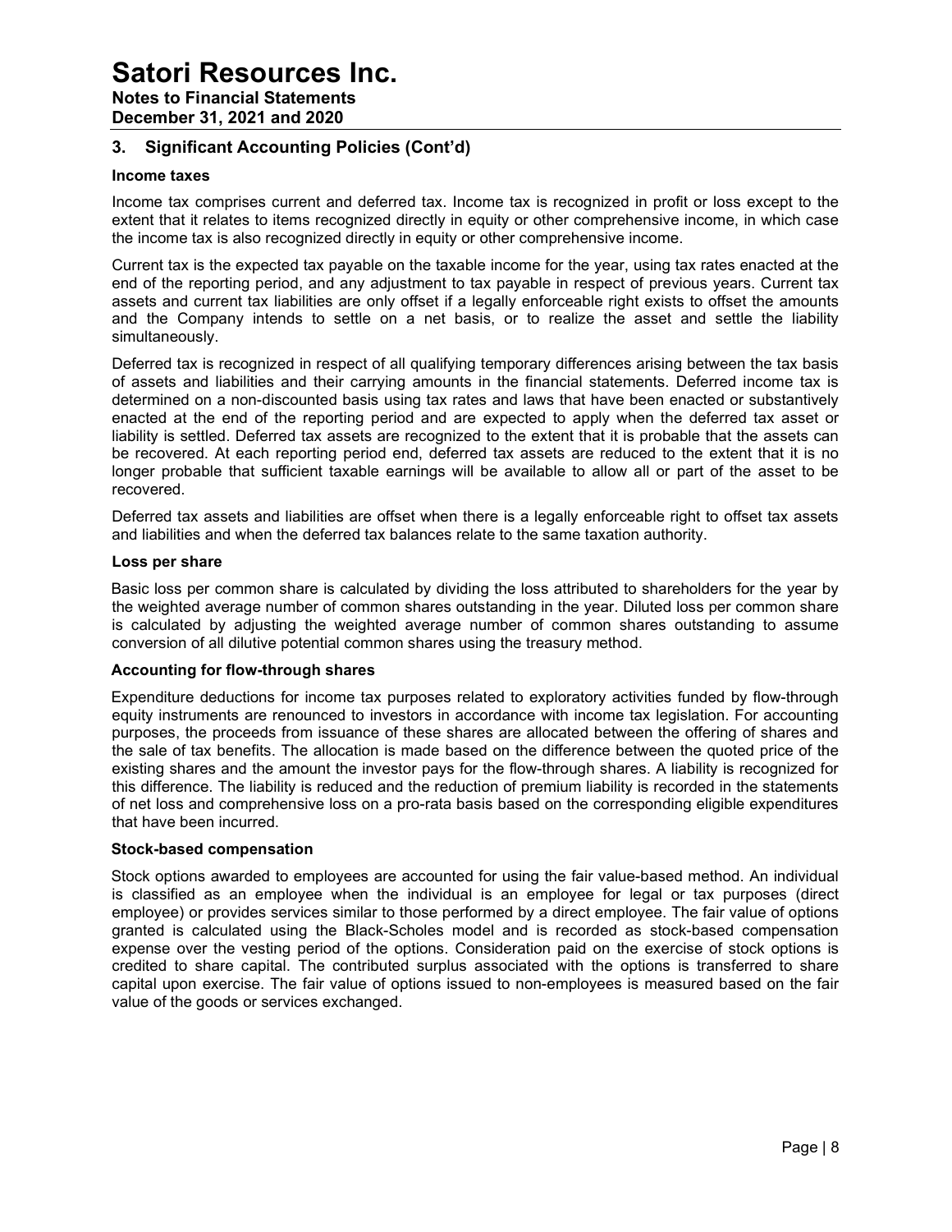## 3. Significant Accounting Policies (Cont'd)

### Income taxes

Income tax comprises current and deferred tax. Income tax is recognized in profit or loss except to the extent that it relates to items recognized directly in equity or other comprehensive income, in which case the income tax is also recognized directly in equity or other comprehensive income.

Current tax is the expected tax payable on the taxable income for the year, using tax rates enacted at the end of the reporting period, and any adjustment to tax payable in respect of previous years. Current tax assets and current tax liabilities are only offset if a legally enforceable right exists to offset the amounts and the Company intends to settle on a net basis, or to realize the asset and settle the liability simultaneously.

Deferred tax is recognized in respect of all qualifying temporary differences arising between the tax basis of assets and liabilities and their carrying amounts in the financial statements. Deferred income tax is determined on a non-discounted basis using tax rates and laws that have been enacted or substantively enacted at the end of the reporting period and are expected to apply when the deferred tax asset or liability is settled. Deferred tax assets are recognized to the extent that it is probable that the assets can be recovered. At each reporting period end, deferred tax assets are reduced to the extent that it is no longer probable that sufficient taxable earnings will be available to allow all or part of the asset to be recovered.

Deferred tax assets and liabilities are offset when there is a legally enforceable right to offset tax assets and liabilities and when the deferred tax balances relate to the same taxation authority.

### Loss per share

Basic loss per common share is calculated by dividing the loss attributed to shareholders for the year by the weighted average number of common shares outstanding in the year. Diluted loss per common share is calculated by adjusting the weighted average number of common shares outstanding to assume conversion of all dilutive potential common shares using the treasury method.

### Accounting for flow-through shares

Expenditure deductions for income tax purposes related to exploratory activities funded by flow-through equity instruments are renounced to investors in accordance with income tax legislation. For accounting purposes, the proceeds from issuance of these shares are allocated between the offering of shares and the sale of tax benefits. The allocation is made based on the difference between the quoted price of the existing shares and the amount the investor pays for the flow-through shares. A liability is recognized for this difference. The liability is reduced and the reduction of premium liability is recorded in the statements of net loss and comprehensive loss on a pro-rata basis based on the corresponding eligible expenditures that have been incurred.

### Stock-based compensation

Stock options awarded to employees are accounted for using the fair value-based method. An individual is classified as an employee when the individual is an employee for legal or tax purposes (direct employee) or provides services similar to those performed by a direct employee. The fair value of options granted is calculated using the Black-Scholes model and is recorded as stock-based compensation expense over the vesting period of the options. Consideration paid on the exercise of stock options is credited to share capital. The contributed surplus associated with the options is transferred to share capital upon exercise. The fair value of options issued to non-employees is measured based on the fair value of the goods or services exchanged.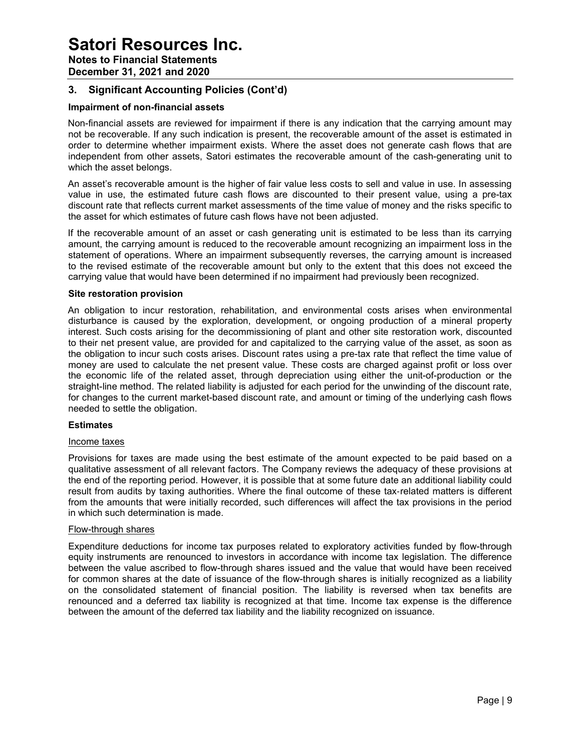## 3. Significant Accounting Policies (Cont'd)

### Impairment of non-financial assets

Non-financial assets are reviewed for impairment if there is any indication that the carrying amount may not be recoverable. If any such indication is present, the recoverable amount of the asset is estimated in order to determine whether impairment exists. Where the asset does not generate cash flows that are independent from other assets, Satori estimates the recoverable amount of the cash-generating unit to which the asset belongs.

An asset's recoverable amount is the higher of fair value less costs to sell and value in use. In assessing value in use, the estimated future cash flows are discounted to their present value, using a pre-tax discount rate that reflects current market assessments of the time value of money and the risks specific to the asset for which estimates of future cash flows have not been adjusted.

If the recoverable amount of an asset or cash generating unit is estimated to be less than its carrying amount, the carrying amount is reduced to the recoverable amount recognizing an impairment loss in the statement of operations. Where an impairment subsequently reverses, the carrying amount is increased to the revised estimate of the recoverable amount but only to the extent that this does not exceed the carrying value that would have been determined if no impairment had previously been recognized.

### Site restoration provision

An obligation to incur restoration, rehabilitation, and environmental costs arises when environmental disturbance is caused by the exploration, development, or ongoing production of a mineral property interest. Such costs arising for the decommissioning of plant and other site restoration work, discounted to their net present value, are provided for and capitalized to the carrying value of the asset, as soon as the obligation to incur such costs arises. Discount rates using a pre-tax rate that reflect the time value of money are used to calculate the net present value. These costs are charged against profit or loss over the economic life of the related asset, through depreciation using either the unit-of-production or the straight-line method. The related liability is adjusted for each period for the unwinding of the discount rate, for changes to the current market-based discount rate, and amount or timing of the underlying cash flows needed to settle the obligation.

### Estimates

Income taxes

Provisions for taxes are made using the best estimate of the amount expected to be paid based on a qualitative assessment of all relevant factors. The Company reviews the adequacy of these provisions at the end of the reporting period. However, it is possible that at some future date an additional liability could result from audits by taxing authorities. Where the final outcome of these tax-related matters is different from the amounts that were initially recorded, such differences will affect the tax provisions in the period in which such determination is made.

Flow-through shares

Expenditure deductions for income tax purposes related to exploratory activities funded by flow-through equity instruments are renounced to investors in accordance with income tax legislation. The difference between the value ascribed to flow-through shares issued and the value that would have been received for common shares at the date of issuance of the flow-through shares is initially recognized as a liability on the consolidated statement of financial position. The liability is reversed when tax benefits are renounced and a deferred tax liability is recognized at that time. Income tax expense is the difference between the amount of the deferred tax liability and the liability recognized on issuance.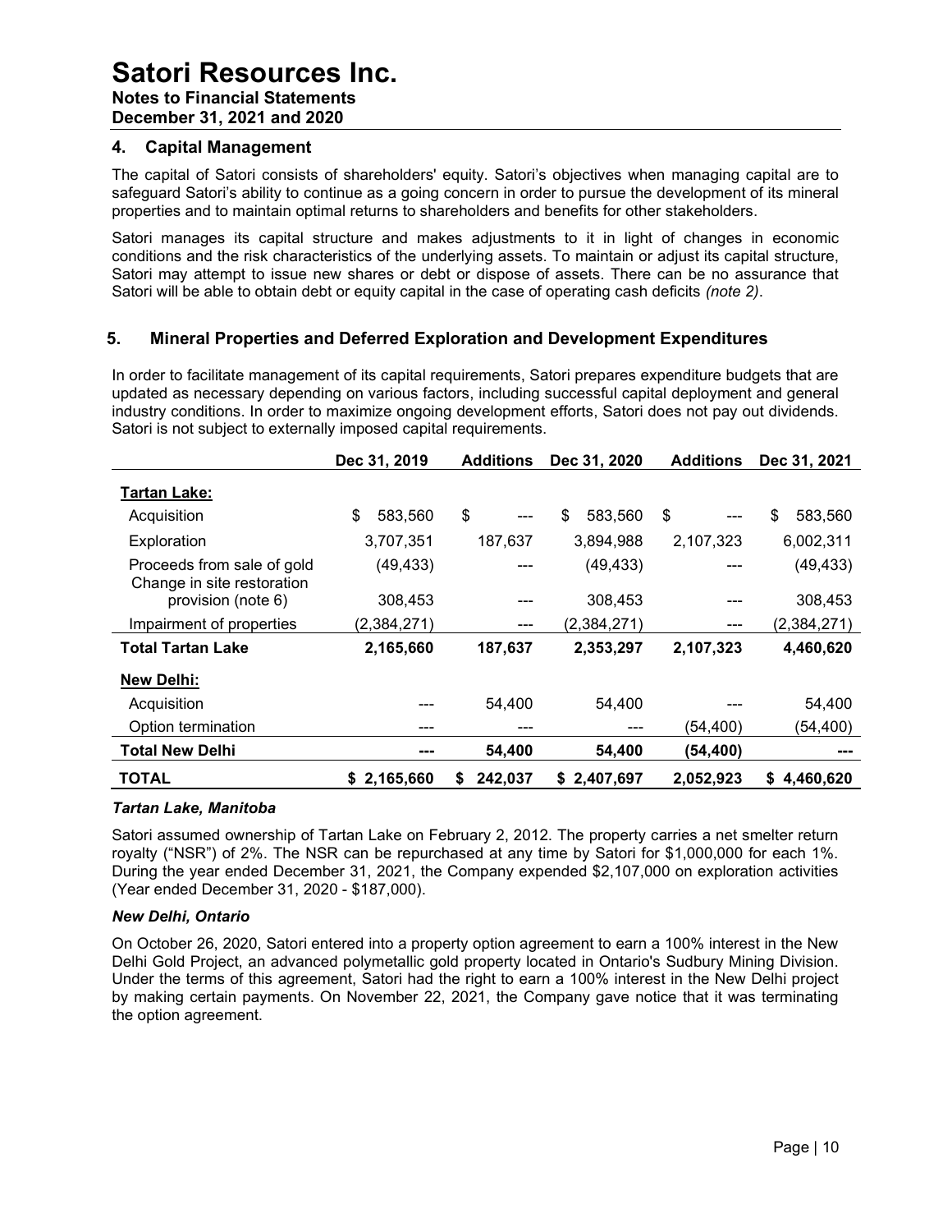## 4. Capital Management

The capital of Satori consists of shareholders' equity. Satori's objectives when managing capital are to safeguard Satori's ability to continue as a going concern in order to pursue the development of its mineral properties and to maintain optimal returns to shareholders and benefits for other stakeholders.

Satori manages its capital structure and makes adjustments to it in light of changes in economic conditions and the risk characteristics of the underlying assets. To maintain or adjust its capital structure, Satori may attempt to issue new shares or debt or dispose of assets. There can be no assurance that Satori will be able to obtain debt or equity capital in the case of operating cash deficits *(note 2)*.

## 5. Mineral Properties and Deferred Exploration and Development Expenditures

In order to facilitate management of its capital requirements, Satori prepares expenditure budgets that are updated as necessary depending on various factors, including successful capital deployment and general industry conditions. In order to maximize ongoing development efforts, Satori does not pay out dividends. Satori is not subject to externally imposed capital requirements.

| | Dec 31, 2019 | Additions | Dec 31, 2020 | Additions | Dec 31, 2021 |
|---|---|---|---|---|---|
| **Tartan Lake:** | | | | | |
| Acquisition | $ 583,560 | $ --- | $ 583,560 | $ --- | $ 583,560 |
| Exploration | 3,707,351 | 187,637 | 3,894,988 | 2,107,323 | 6,002,311 |
| Proceeds from sale of gold | (49,433) | --- | (49,433) | --- | (49,433) |
| Change in site restoration provision (note 6) | 308,453 | --- | 308,453 | --- | 308,453 |
| Impairment of properties | (2,384,271) | --- | (2,384,271) | --- | (2,384,271) |
| **Total Tartan Lake** | **2,165,660** | **187,637** | **2,353,297** | **2,107,323** | **4,460,620** |
| **New Delhi:** | | | | | |
| Acquisition | --- | 54,400 | 54,400 | --- | 54,400 |
| Option termination | --- | --- | --- | (54,400) | (54,400) |
| **Total New Delhi** | **---** | **54,400** | **54,400** | **(54,400)** | **---** |
| **TOTAL** | **$ 2,165,660** | **$ 242,037** | **$ 2,407,697** | **2,052,923** | **$ 4,460,620** |

### *Tartan Lake, Manitoba*

Satori assumed ownership of Tartan Lake on February 2, 2012. The property carries a net smelter return royalty ("NSR") of 2%. The NSR can be repurchased at any time by Satori for $1,000,000 for each 1%. During the year ended December 31, 2021, the Company expended $2,107,000 on exploration activities (Year ended December 31, 2020 - $187,000).

### *New Delhi, Ontario*

On October 26, 2020, Satori entered into a property option agreement to earn a 100% interest in the New Delhi Gold Project, an advanced polymetallic gold property located in Ontario's Sudbury Mining Division. Under the terms of this agreement, Satori had the right to earn a 100% interest in the New Delhi project by making certain payments. On November 22, 2021, the Company gave notice that it was terminating the option agreement.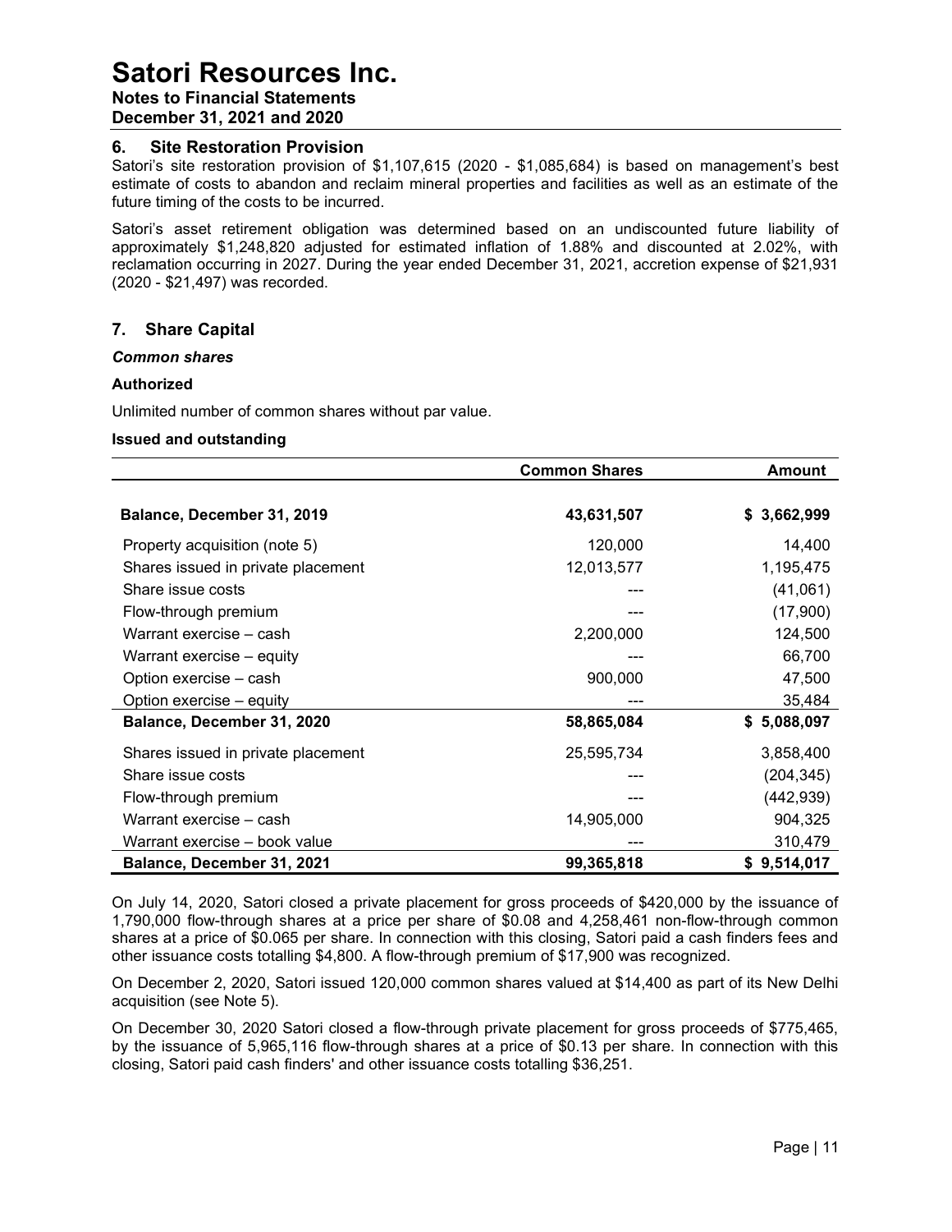## 6. Site Restoration Provision

Satori's site restoration provision of $1,107,615 (2020 - $1,085,684) is based on management's best estimate of costs to abandon and reclaim mineral properties and facilities as well as an estimate of the future timing of the costs to be incurred.

Satori's asset retirement obligation was determined based on an undiscounted future liability of approximately $1,248,820 adjusted for estimated inflation of 1.88% and discounted at 2.02%, with reclamation occurring in 2027. During the year ended December 31, 2021, accretion expense of $21,931 (2020 - $21,497) was recorded.

## 7. Share Capital

***Common shares***

**Authorized**

Unlimited number of common shares without par value.

**Issued and outstanding**

| | Common Shares | Amount |
|---|---|---|
| **Balance, December 31, 2019** | **43,631,507** | **$ 3,662,999** |
| Property acquisition (note 5) | 120,000 | 14,400 |
| Shares issued in private placement | 12,013,577 | 1,195,475 |
| Share issue costs | --- | (41,061) |
| Flow-through premium | --- | (17,900) |
| Warrant exercise – cash | 2,200,000 | 124,500 |
| Warrant exercise – equity | --- | 66,700 |
| Option exercise – cash | 900,000 | 47,500 |
| Option exercise – equity | --- | 35,484 |
| **Balance, December 31, 2020** | **58,865,084** | **$ 5,088,097** |
| Shares issued in private placement | 25,595,734 | 3,858,400 |
| Share issue costs | --- | (204,345) |
| Flow-through premium | --- | (442,939) |
| Warrant exercise – cash | 14,905,000 | 904,325 |
| Warrant exercise – book value | --- | 310,479 |
| **Balance, December 31, 2021** | **99,365,818** | **$ 9,514,017** |

On July 14, 2020, Satori closed a private placement for gross proceeds of $420,000 by the issuance of 1,790,000 flow-through shares at a price per share of $0.08 and 4,258,461 non-flow-through common shares at a price of $0.065 per share. In connection with this closing, Satori paid a cash finders fees and other issuance costs totalling $4,800. A flow-through premium of $17,900 was recognized.

On December 2, 2020, Satori issued 120,000 common shares valued at $14,400 as part of its New Delhi acquisition (see Note 5).

On December 30, 2020 Satori closed a flow-through private placement for gross proceeds of $775,465, by the issuance of 5,965,116 flow-through shares at a price of $0.13 per share. In connection with this closing, Satori paid cash finders' and other issuance costs totalling $36,251.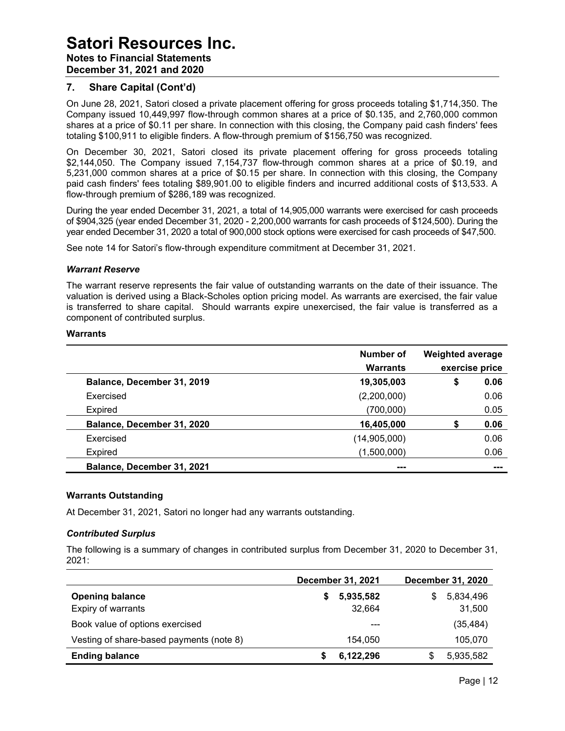## 7. Share Capital (Cont'd)

On June 28, 2021, Satori closed a private placement offering for gross proceeds totaling $1,714,350. The Company issued 10,449,997 flow-through common shares at a price of $0.135, and 2,760,000 common shares at a price of $0.11 per share. In connection with this closing, the Company paid cash finders' fees totaling $100,911 to eligible finders. A flow-through premium of $156,750 was recognized.

On December 30, 2021, Satori closed its private placement offering for gross proceeds totaling $2,144,050. The Company issued 7,154,737 flow-through common shares at a price of $0.19, and 5,231,000 common shares at a price of $0.15 per share. In connection with this closing, the Company paid cash finders' fees totaling $89,901.00 to eligible finders and incurred additional costs of $13,533. A flow-through premium of $286,189 was recognized.

During the year ended December 31, 2021, a total of 14,905,000 warrants were exercised for cash proceeds of $904,325 (year ended December 31, 2020 - 2,200,000 warrants for cash proceeds of $124,500). During the year ended December 31, 2020 a total of 900,000 stock options were exercised for cash proceeds of $47,500.

See note 14 for Satori's flow-through expenditure commitment at December 31, 2021.

### *Warrant Reserve*

The warrant reserve represents the fair value of outstanding warrants on the date of their issuance. The valuation is derived using a Black-Scholes option pricing model. As warrants are exercised, the fair value is transferred to share capital. Should warrants expire unexercised, the fair value is transferred as a component of contributed surplus.

### Warrants

| | Number of Warrants | Weighted average exercise price |
|---|---|---|
| **Balance, December 31, 2019** | **19,305,003** | **$ 0.06** |
| Exercised | (2,200,000) | 0.06 |
| Expired | (700,000) | 0.05 |
| **Balance, December 31, 2020** | **16,405,000** | **$ 0.06** |
| Exercised | (14,905,000) | 0.06 |
| Expired | (1,500,000) | 0.06 |
| **Balance, December 31, 2021** | **---** | **---** |

### Warrants Outstanding

At December 31, 2021, Satori no longer had any warrants outstanding.

### *Contributed Surplus*

The following is a summary of changes in contributed surplus from December 31, 2020 to December 31, 2021:

| | December 31, 2021 | December 31, 2020 |
|---|---|---|
| **Opening balance** | **$ 5,935,582** | $ 5,834,496 |
| Expiry of warrants | 32,664 | 31,500 |
| Book value of options exercised | --- | (35,484) |
| Vesting of share-based payments (note 8) | 154,050 | 105,070 |
| **Ending balance** | **$ 6,122,296** | $ 5,935,582 |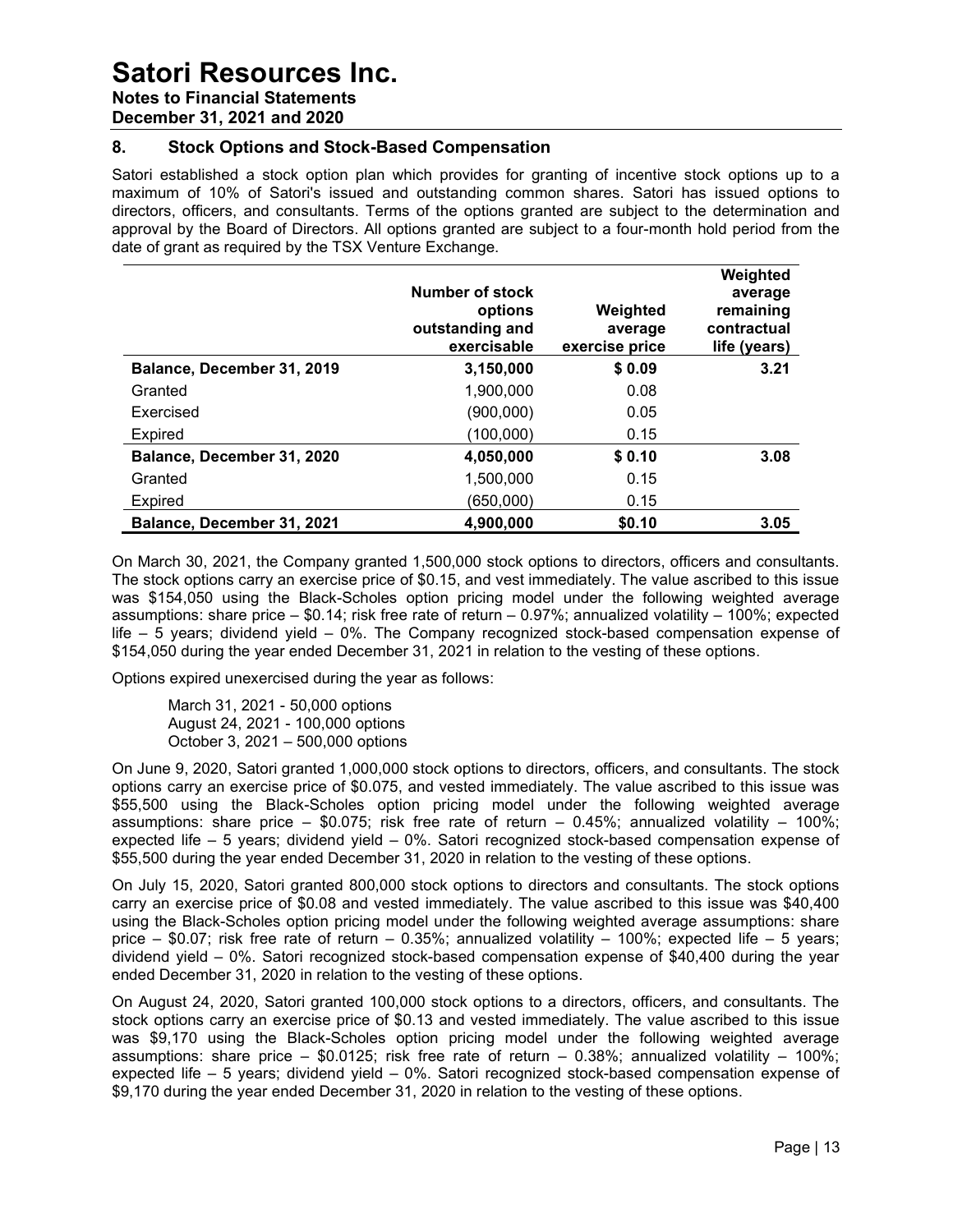# Satori Resources Inc.

**Notes to Financial Statements**
**December 31, 2021 and 2020**

## 8. Stock Options and Stock-Based Compensation

Satori established a stock option plan which provides for granting of incentive stock options up to a maximum of 10% of Satori's issued and outstanding common shares. Satori has issued options to directors, officers, and consultants. Terms of the options granted are subject to the determination and approval by the Board of Directors. All options granted are subject to a four-month hold period from the date of grant as required by the TSX Venture Exchange.

| | Number of stock options outstanding and exercisable | Weighted average exercise price | Weighted average remaining contractual life (years) |
|---|---|---|---|
| **Balance, December 31, 2019** | **3,150,000** | **\$ 0.09** | **3.21** |
| Granted | 1,900,000 | 0.08 | |
| Exercised | (900,000) | 0.05 | |
| Expired | (100,000) | 0.15 | |
| **Balance, December 31, 2020** | **4,050,000** | **\$ 0.10** | **3.08** |
| Granted | 1,500,000 | 0.15 | |
| Expired | (650,000) | 0.15 | |
| **Balance, December 31, 2021** | **4,900,000** | **\$0.10** | **3.05** |

On March 30, 2021, the Company granted 1,500,000 stock options to directors, officers and consultants. The stock options carry an exercise price of \$0.15, and vest immediately. The value ascribed to this issue was \$154,050 using the Black-Scholes option pricing model under the following weighted average assumptions: share price – \$0.14; risk free rate of return – 0.97%; annualized volatility – 100%; expected life – 5 years; dividend yield – 0%. The Company recognized stock-based compensation expense of \$154,050 during the year ended December 31, 2021 in relation to the vesting of these options.

Options expired unexercised during the year as follows:

March 31, 2021 - 50,000 options
August 24, 2021 - 100,000 options
October 3, 2021 – 500,000 options

On June 9, 2020, Satori granted 1,000,000 stock options to directors, officers, and consultants. The stock options carry an exercise price of \$0.075, and vested immediately. The value ascribed to this issue was \$55,500 using the Black-Scholes option pricing model under the following weighted average assumptions: share price – \$0.075; risk free rate of return – 0.45%; annualized volatility – 100%; expected life – 5 years; dividend yield – 0%. Satori recognized stock-based compensation expense of \$55,500 during the year ended December 31, 2020 in relation to the vesting of these options.

On July 15, 2020, Satori granted 800,000 stock options to directors and consultants. The stock options carry an exercise price of \$0.08 and vested immediately. The value ascribed to this issue was \$40,400 using the Black-Scholes option pricing model under the following weighted average assumptions: share price – \$0.07; risk free rate of return – 0.35%; annualized volatility – 100%; expected life – 5 years; dividend yield – 0%. Satori recognized stock-based compensation expense of \$40,400 during the year ended December 31, 2020 in relation to the vesting of these options.

On August 24, 2020, Satori granted 100,000 stock options to a directors, officers, and consultants. The stock options carry an exercise price of \$0.13 and vested immediately. The value ascribed to this issue was \$9,170 using the Black-Scholes option pricing model under the following weighted average assumptions: share price – \$0.0125; risk free rate of return – 0.38%; annualized volatility – 100%; expected life – 5 years; dividend yield – 0%. Satori recognized stock-based compensation expense of \$9,170 during the year ended December 31, 2020 in relation to the vesting of these options.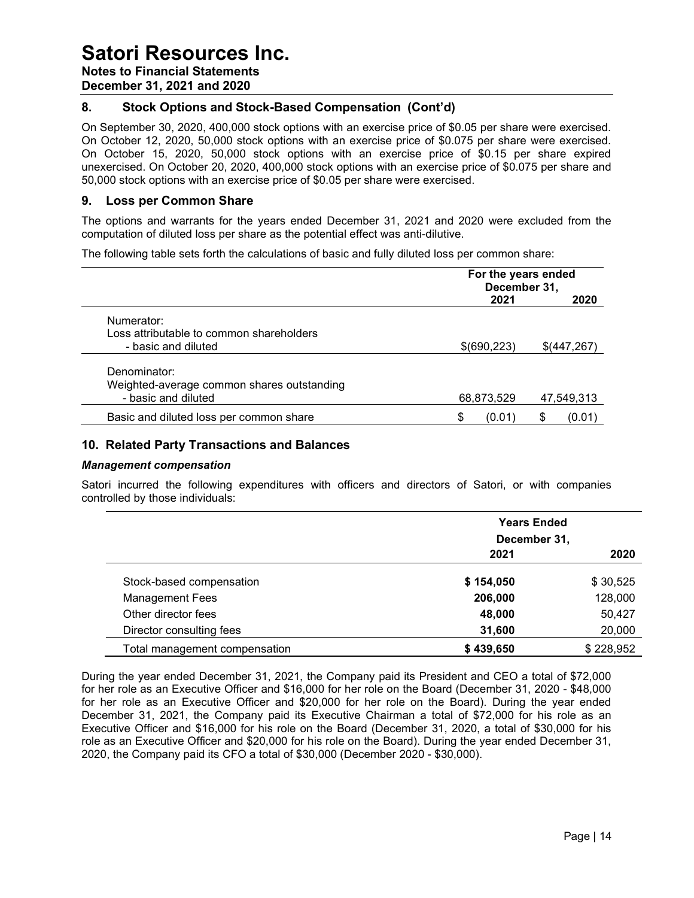## 8. Stock Options and Stock-Based Compensation (Cont'd)

On September 30, 2020, 400,000 stock options with an exercise price of $0.05 per share were exercised. On October 12, 2020, 50,000 stock options with an exercise price of $0.075 per share were exercised. On October 15, 2020, 50,000 stock options with an exercise price of $0.15 per share expired unexercised. On October 20, 2020, 400,000 stock options with an exercise price of $0.075 per share and 50,000 stock options with an exercise price of $0.05 per share were exercised.

## 9. Loss per Common Share

The options and warrants for the years ended December 31, 2021 and 2020 were excluded from the computation of diluted loss per share as the potential effect was anti-dilutive.

The following table sets forth the calculations of basic and fully diluted loss per common share:

| | For the years ended December 31, | |
|---|---|---|
| | 2021 | 2020 |
| Numerator: | | |
| Loss attributable to common shareholders - basic and diluted | $(690,223) | $(447,267) |
| Denominator: | | |
| Weighted-average common shares outstanding - basic and diluted | 68,873,529 | 47,549,313 |
| Basic and diluted loss per common share | $ (0.01) | $ (0.01) |

## 10. Related Party Transactions and Balances

***Management compensation***

Satori incurred the following expenditures with officers and directors of Satori, or with companies controlled by those individuals:

| | Years Ended December 31, | |
|---|---|---|
| | 2021 | 2020 |
| Stock-based compensation | **$ 154,050** | $ 30,525 |
| Management Fees | **206,000** | 128,000 |
| Other director fees | **48,000** | 50,427 |
| Director consulting fees | **31,600** | 20,000 |
| Total management compensation | **$ 439,650** | $ 228,952 |

During the year ended December 31, 2021, the Company paid its President and CEO a total of $72,000 for her role as an Executive Officer and $16,000 for her role on the Board (December 31, 2020 - $48,000 for her role as an Executive Officer and $20,000 for her role on the Board). During the year ended December 31, 2021, the Company paid its Executive Chairman a total of $72,000 for his role as an Executive Officer and $16,000 for his role on the Board (December 31, 2020, a total of $30,000 for his role as an Executive Officer and $20,000 for his role on the Board). During the year ended December 31, 2020, the Company paid its CFO a total of $30,000 (December 2020 - $30,000).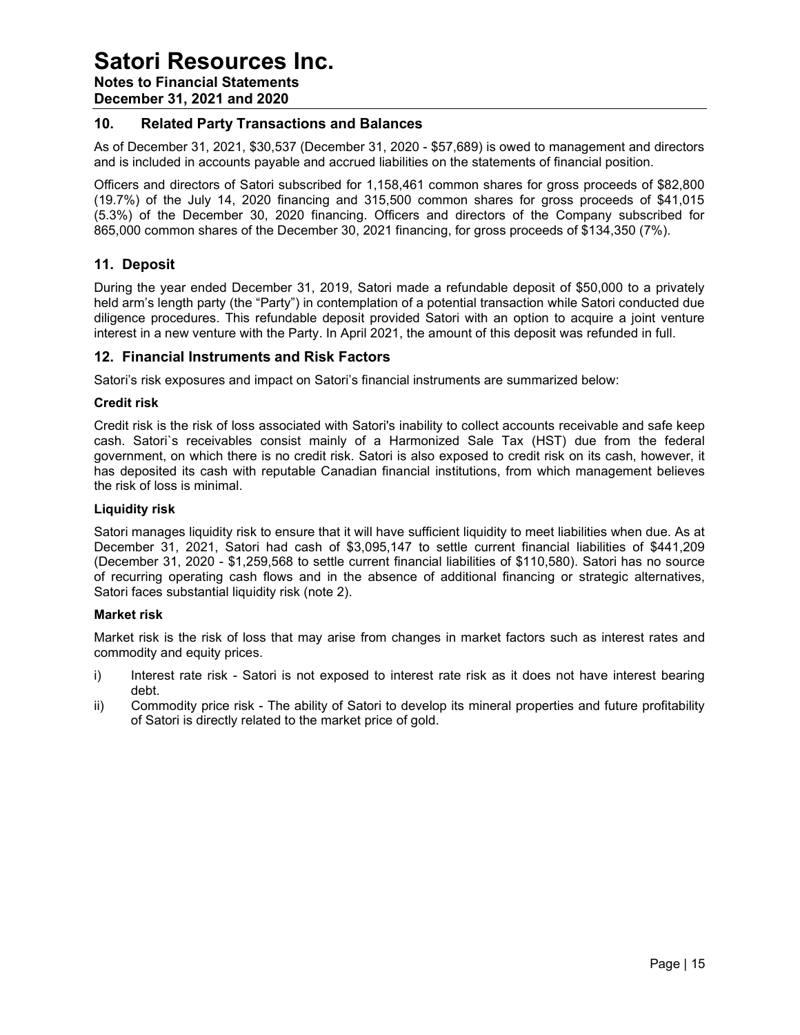## 10. Related Party Transactions and Balances

As of December 31, 2021, $30,537 (December 31, 2020 - $57,689) is owed to management and directors and is included in accounts payable and accrued liabilities on the statements of financial position.

Officers and directors of Satori subscribed for 1,158,461 common shares for gross proceeds of $82,800 (19.7%) of the July 14, 2020 financing and 315,500 common shares for gross proceeds of $41,015 (5.3%) of the December 30, 2020 financing. Officers and directors of the Company subscribed for 865,000 common shares of the December 30, 2021 financing, for gross proceeds of $134,350 (7%).

## 11. Deposit

During the year ended December 31, 2019, Satori made a refundable deposit of $50,000 to a privately held arm's length party (the "Party") in contemplation of a potential transaction while Satori conducted due diligence procedures. This refundable deposit provided Satori with an option to acquire a joint venture interest in a new venture with the Party. In April 2021, the amount of this deposit was refunded in full.

## 12. Financial Instruments and Risk Factors

Satori's risk exposures and impact on Satori's financial instruments are summarized below:

**Credit risk**

Credit risk is the risk of loss associated with Satori's inability to collect accounts receivable and safe keep cash. Satori`s receivables consist mainly of a Harmonized Sale Tax (HST) due from the federal government, on which there is no credit risk. Satori is also exposed to credit risk on its cash, however, it has deposited its cash with reputable Canadian financial institutions, from which management believes the risk of loss is minimal.

**Liquidity risk**

Satori manages liquidity risk to ensure that it will have sufficient liquidity to meet liabilities when due. As at December 31, 2021, Satori had cash of $3,095,147 to settle current financial liabilities of $441,209 (December 31, 2020 - $1,259,568 to settle current financial liabilities of $110,580). Satori has no source of recurring operating cash flows and in the absence of additional financing or strategic alternatives, Satori faces substantial liquidity risk (note 2).

**Market risk**

Market risk is the risk of loss that may arise from changes in market factors such as interest rates and commodity and equity prices.

i) Interest rate risk - Satori is not exposed to interest rate risk as it does not have interest bearing debt.

ii) Commodity price risk - The ability of Satori to develop its mineral properties and future profitability of Satori is directly related to the market price of gold.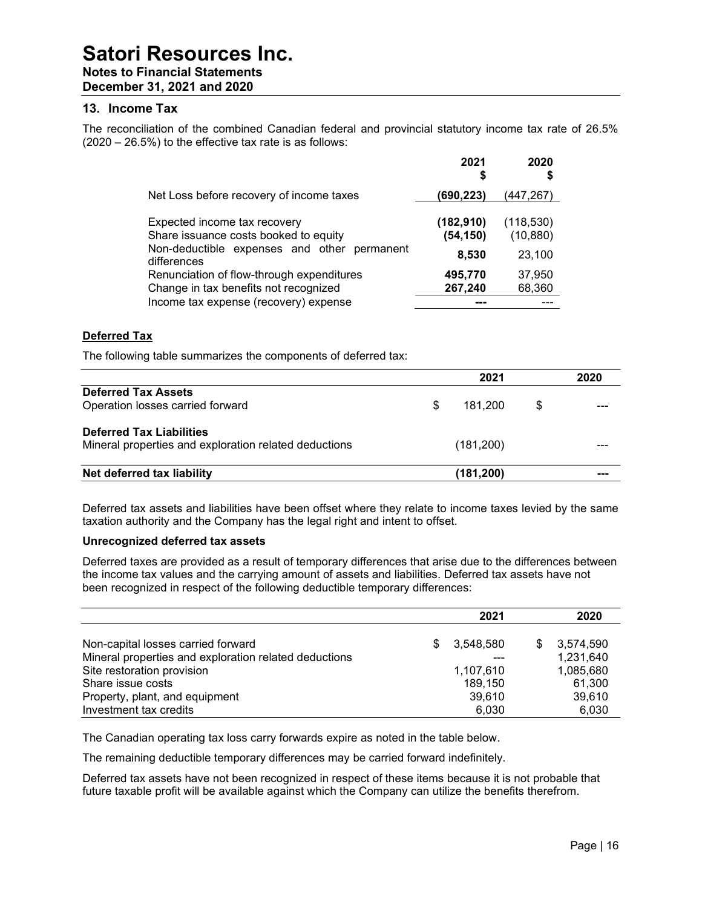## 13. Income Tax

The reconciliation of the combined Canadian federal and provincial statutory income tax rate of 26.5% (2020 – 26.5%) to the effective tax rate is as follows:

| | **2021 $** | **2020 $** |
|---|---|---|
| Net Loss before recovery of income taxes | **(690,223)** | (447,267) |
| Expected income tax recovery | **(182,910)** | (118,530) |
| Share issuance costs booked to equity | **(54,150)** | (10,880) |
| Non-deductible expenses and other permanent differences | **8,530** | 23,100 |
| Renunciation of flow-through expenditures | **495,770** | 37,950 |
| Change in tax benefits not recognized | **267,240** | 68,360 |
| Income tax expense (recovery) expense | **---** | --- |

### Deferred Tax

The following table summarizes the components of deferred tax:

| | **2021** | **2020** |
|---|---|---|
| **Deferred Tax Assets** | | |
| Operation losses carried forward | $ 181,200 | $ --- |
| **Deferred Tax Liabilities** | | |
| Mineral properties and exploration related deductions | (181,200) | --- |
| **Net deferred tax liability** | **(181,200)** | **---** |

Deferred tax assets and liabilities have been offset where they relate to income taxes levied by the same taxation authority and the Company has the legal right and intent to offset.

**Unrecognized deferred tax assets**

Deferred taxes are provided as a result of temporary differences that arise due to the differences between the income tax values and the carrying amount of assets and liabilities. Deferred tax assets have not been recognized in respect of the following deductible temporary differences:

| | **2021** | **2020** |
|---|---|---|
| Non-capital losses carried forward | $ 3,548,580 | $ 3,574,590 |
| Mineral properties and exploration related deductions | --- | 1,231,640 |
| Site restoration provision | 1,107,610 | 1,085,680 |
| Share issue costs | 189,150 | 61,300 |
| Property, plant, and equipment | 39,610 | 39,610 |
| Investment tax credits | 6,030 | 6,030 |

The Canadian operating tax loss carry forwards expire as noted in the table below.

The remaining deductible temporary differences may be carried forward indefinitely.

Deferred tax assets have not been recognized in respect of these items because it is not probable that future taxable profit will be available against which the Company can utilize the benefits therefrom.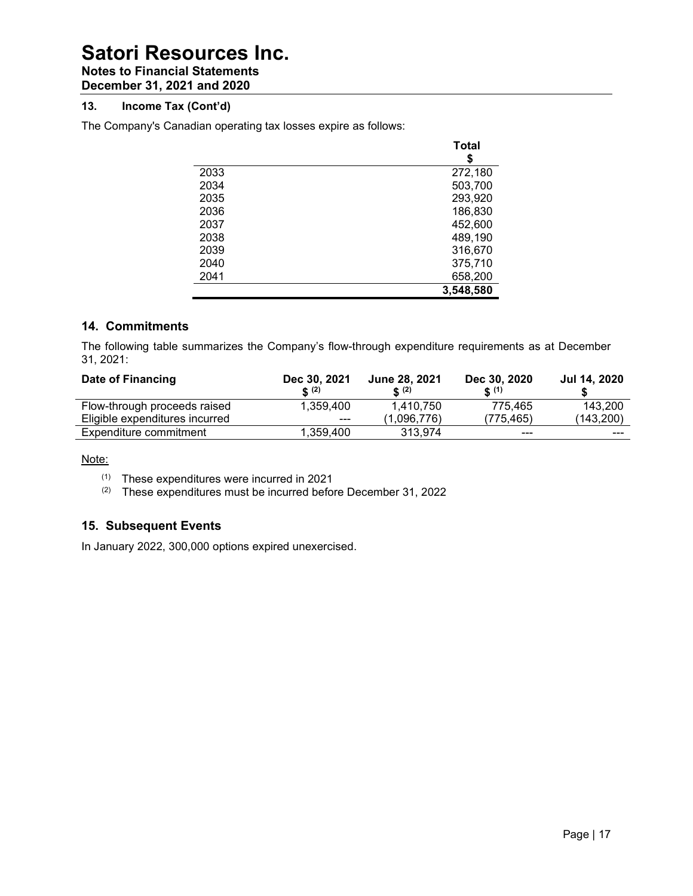# Satori Resources Inc.

**Notes to Financial Statements**
**December 31, 2021 and 2020**

### 13. Income Tax (Cont'd)

The Company's Canadian operating tax losses expire as follows:

| | Total $ |
|---|---|
| 2033 | 272,180 |
| 2034 | 503,700 |
| 2035 | 293,920 |
| 2036 | 186,830 |
| 2037 | 452,600 |
| 2038 | 489,190 |
| 2039 | 316,670 |
| 2040 | 375,710 |
| 2041 | 658,200 |
| | **3,548,580** |

## 14. Commitments

The following table summarizes the Company's flow-through expenditure requirements as at December 31, 2021:

| Date of Financing | Dec 30, 2021 $ [(2)] | June 28, 2021 $ [(2)] | Dec 30, 2020 $ [(1)] | Jul 14, 2020 $ |
|---|---|---|---|---|
| Flow-through proceeds raised | 1,359,400 | 1,410,750 | 775,465 | 143,200 |
| Eligible expenditures incurred | --- | (1,096,776) | (775,465) | (143,200) |
| Expenditure commitment | 1,359,400 | 313,974 | --- | --- |

Note:

(1) These expenditures were incurred in 2021
(2) These expenditures must be incurred before December 31, 2022

## 15. Subsequent Events

In January 2022, 300,000 options expired unexercised.